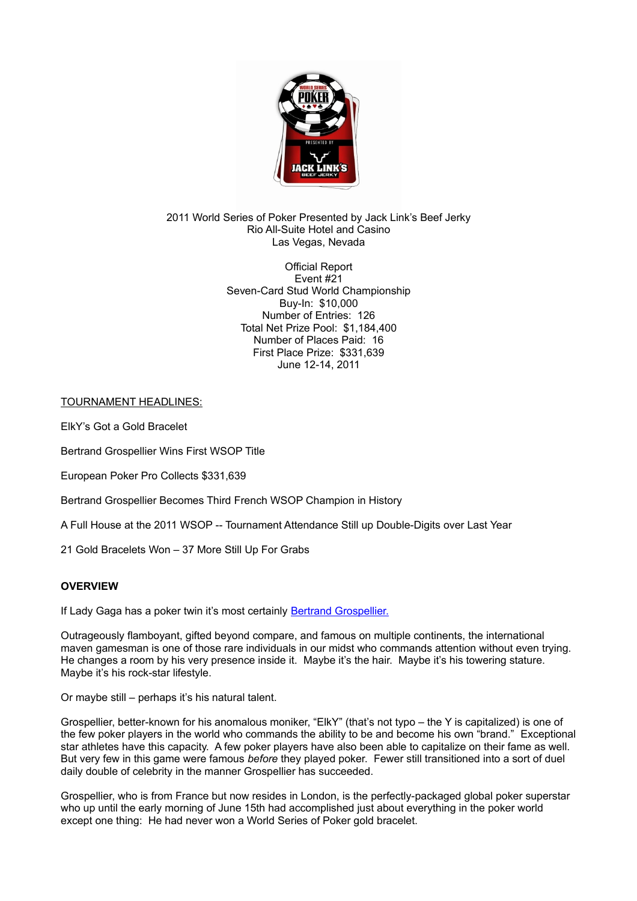2011 World Series of Poker Presented by Jack Link's Beef Jerky
Rio All-Suite Hotel and Casino
Las Vegas, Nevada

Official Report
Event #21
Seven-Card Stud World Championship
Buy-In: $10,000
Number of Entries: 126
Total Net Prize Pool: $1,184,400
Number of Places Paid: 16
First Place Prize: $331,639
June 12-14, 2011

TOURNAMENT HEADLINES:

ElkY's Got a Gold Bracelet

Bertrand Grospellier Wins First WSOP Title

European Poker Pro Collects $331,639

Bertrand Grospellier Becomes Third French WSOP Champion in History

A Full House at the 2011 WSOP -- Tournament Attendance Still up Double-Digits over Last Year

21 Gold Bracelets Won – 37 More Still Up For Grabs

## OVERVIEW

If Lady Gaga has a poker twin it's most certainly [Bertrand Grospellier.]()

Outrageously flamboyant, gifted beyond compare, and famous on multiple continents, the international maven gamesman is one of those rare individuals in our midst who commands attention without even trying. He changes a room by his very presence inside it. Maybe it's the hair. Maybe it's his towering stature. Maybe it's his rock-star lifestyle.

Or maybe still – perhaps it's his natural talent.

Grospellier, better-known for his anomalous moniker, "ElkY" (that's not typo – the Y is capitalized) is one of the few poker players in the world who commands the ability to be and become his own "brand." Exceptional star athletes have this capacity. A few poker players have also been able to capitalize on their fame as well. But very few in this game were famous *before* they played poker. Fewer still transitioned into a sort of duel daily double of celebrity in the manner Grospellier has succeeded.

Grospellier, who is from France but now resides in London, is the perfectly-packaged global poker superstar who up until the early morning of June 15th had accomplished just about everything in the poker world except one thing: He had never won a World Series of Poker gold bracelet.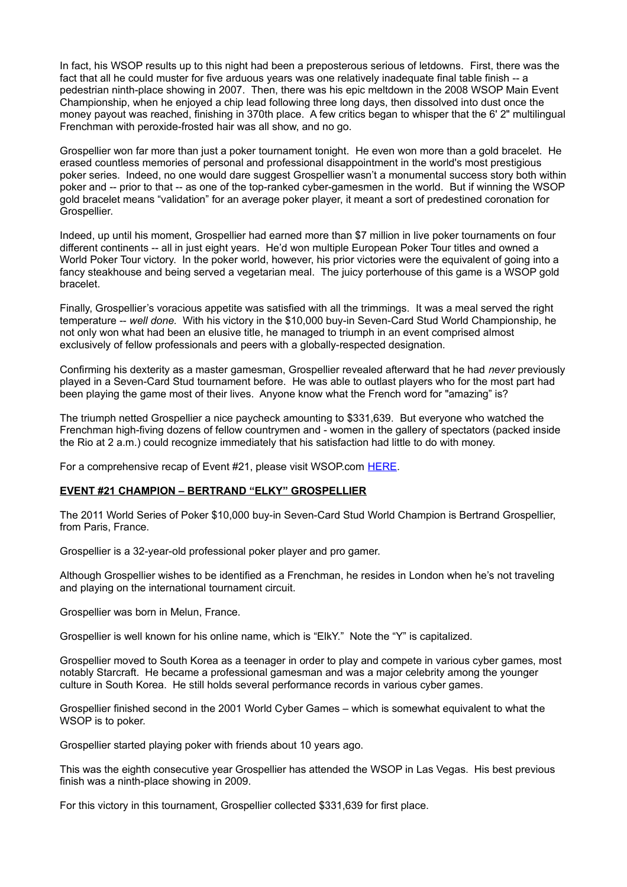In fact, his WSOP results up to this night had been a preposterous serious of letdowns. First, there was the fact that all he could muster for five arduous years was one relatively inadequate final table finish -- a pedestrian ninth-place showing in 2007. Then, there was his epic meltdown in the 2008 WSOP Main Event Championship, when he enjoyed a chip lead following three long days, then dissolved into dust once the money payout was reached, finishing in 370th place. A few critics began to whisper that the 6' 2" multilingual Frenchman with peroxide-frosted hair was all show, and no go.

Grospellier won far more than just a poker tournament tonight. He even won more than a gold bracelet. He erased countless memories of personal and professional disappointment in the world's most prestigious poker series. Indeed, no one would dare suggest Grospellier wasn't a monumental success story both within poker and -- prior to that -- as one of the top-ranked cyber-gamesmen in the world. But if winning the WSOP gold bracelet means "validation" for an average poker player, it meant a sort of predestined coronation for Grospellier.

Indeed, up until his moment, Grospellier had earned more than $7 million in live poker tournaments on four different continents -- all in just eight years. He'd won multiple European Poker Tour titles and owned a World Poker Tour victory. In the poker world, however, his prior victories were the equivalent of going into a fancy steakhouse and being served a vegetarian meal. The juicy porterhouse of this game is a WSOP gold bracelet.

Finally, Grospellier's voracious appetite was satisfied with all the trimmings. It was a meal served the right temperature -- *well done.* With his victory in the $10,000 buy-in Seven-Card Stud World Championship, he not only won what had been an elusive title, he managed to triumph in an event comprised almost exclusively of fellow professionals and peers with a globally-respected designation.

Confirming his dexterity as a master gamesman, Grospellier revealed afterward that he had *never* previously played in a Seven-Card Stud tournament before. He was able to outlast players who for the most part had been playing the game most of their lives. Anyone know what the French word for "amazing" is?

The triumph netted Grospellier a nice paycheck amounting to $331,639. But everyone who watched the Frenchman high-fiving dozens of fellow countrymen and - women in the gallery of spectators (packed inside the Rio at 2 a.m.) could recognize immediately that his satisfaction had little to do with money.

For a comprehensive recap of Event #21, please visit WSOP.com HERE.

**EVENT #21 CHAMPION – BERTRAND "ELKY" GROSPELLIER**

The 2011 World Series of Poker $10,000 buy-in Seven-Card Stud World Champion is Bertrand Grospellier, from Paris, France.

Grospellier is a 32-year-old professional poker player and pro gamer.

Although Grospellier wishes to be identified as a Frenchman, he resides in London when he's not traveling and playing on the international tournament circuit.

Grospellier was born in Melun, France.

Grospellier is well known for his online name, which is "ElkY." Note the "Y" is capitalized.

Grospellier moved to South Korea as a teenager in order to play and compete in various cyber games, most notably Starcraft. He became a professional gamesman and was a major celebrity among the younger culture in South Korea. He still holds several performance records in various cyber games.

Grospellier finished second in the 2001 World Cyber Games – which is somewhat equivalent to what the WSOP is to poker.

Grospellier started playing poker with friends about 10 years ago.

This was the eighth consecutive year Grospellier has attended the WSOP in Las Vegas. His best previous finish was a ninth-place showing in 2009.

For this victory in this tournament, Grospellier collected $331,639 for first place.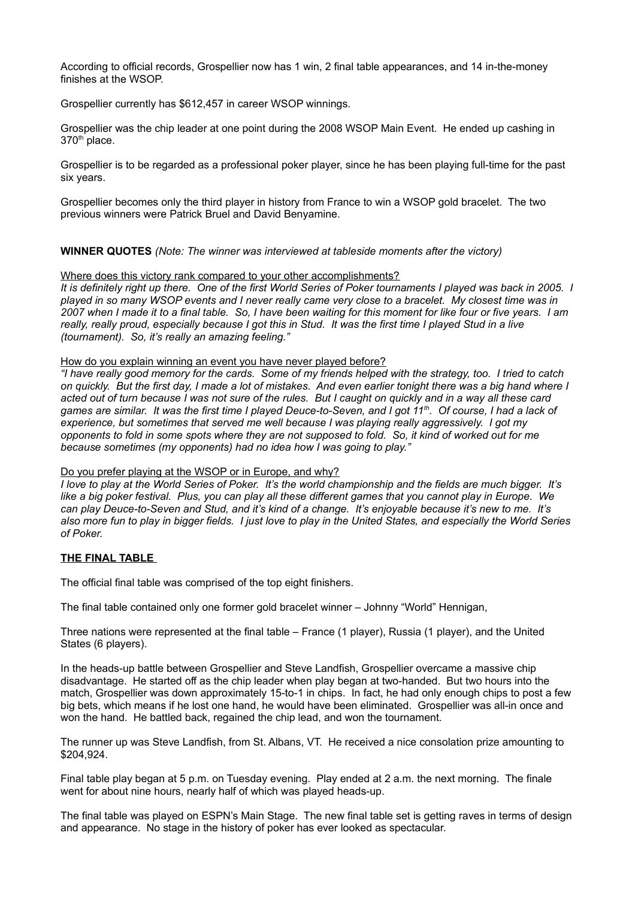According to official records, Grospellier now has 1 win, 2 final table appearances, and 14 in-the-money finishes at the WSOP.

Grospellier currently has $612,457 in career WSOP winnings.

Grospellier was the chip leader at one point during the 2008 WSOP Main Event. He ended up cashing in 370th place.

Grospellier is to be regarded as a professional poker player, since he has been playing full-time for the past six years.

Grospellier becomes only the third player in history from France to win a WSOP gold bracelet. The two previous winners were Patrick Bruel and David Benyamine.

**WINNER QUOTES** *(Note: The winner was interviewed at tableside moments after the victory)*

Where does this victory rank compared to your other accomplishments?

*It is definitely right up there. One of the first World Series of Poker tournaments I played was back in 2005. I played in so many WSOP events and I never really came very close to a bracelet. My closest time was in 2007 when I made it to a final table. So, I have been waiting for this moment for like four or five years. I am really, really proud, especially because I got this in Stud. It was the first time I played Stud in a live (tournament). So, it's really an amazing feeling."*

How do you explain winning an event you have never played before?

*"I have really good memory for the cards. Some of my friends helped with the strategy, too. I tried to catch on quickly. But the first day, I made a lot of mistakes. And even earlier tonight there was a big hand where I acted out of turn because I was not sure of the rules. But I caught on quickly and in a way all these card games are similar. It was the first time I played Deuce-to-Seven, and I got 11th. Of course, I had a lack of experience, but sometimes that served me well because I was playing really aggressively. I got my opponents to fold in some spots where they are not supposed to fold. So, it kind of worked out for me because sometimes (my opponents) had no idea how I was going to play."*

Do you prefer playing at the WSOP or in Europe, and why?

*I love to play at the World Series of Poker. It's the world championship and the fields are much bigger. It's like a big poker festival. Plus, you can play all these different games that you cannot play in Europe. We can play Deuce-to-Seven and Stud, and it's kind of a change. It's enjoyable because it's new to me. It's also more fun to play in bigger fields. I just love to play in the United States, and especially the World Series of Poker.*

**THE FINAL TABLE**

The official final table was comprised of the top eight finishers.

The final table contained only one former gold bracelet winner – Johnny "World" Hennigan,

Three nations were represented at the final table – France (1 player), Russia (1 player), and the United States (6 players).

In the heads-up battle between Grospellier and Steve Landfish, Grospellier overcame a massive chip disadvantage. He started off as the chip leader when play began at two-handed. But two hours into the match, Grospellier was down approximately 15-to-1 in chips. In fact, he had only enough chips to post a few big bets, which means if he lost one hand, he would have been eliminated. Grospellier was all-in once and won the hand. He battled back, regained the chip lead, and won the tournament.

The runner up was Steve Landfish, from St. Albans, VT. He received a nice consolation prize amounting to $204,924.

Final table play began at 5 p.m. on Tuesday evening. Play ended at 2 a.m. the next morning. The finale went for about nine hours, nearly half of which was played heads-up.

The final table was played on ESPN's Main Stage. The new final table set is getting raves in terms of design and appearance. No stage in the history of poker has ever looked as spectacular.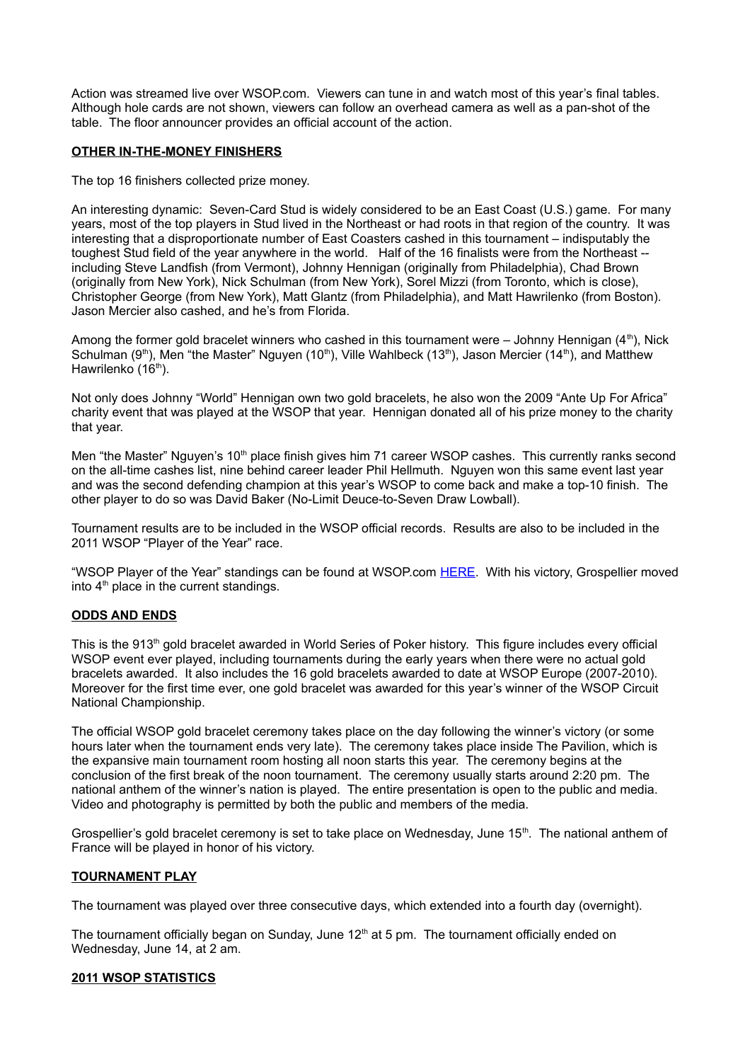Action was streamed live over WSOP.com. Viewers can tune in and watch most of this year's final tables. Although hole cards are not shown, viewers can follow an overhead camera as well as a pan-shot of the table. The floor announcer provides an official account of the action.

**OTHER IN-THE-MONEY FINISHERS**

The top 16 finishers collected prize money.

An interesting dynamic: Seven-Card Stud is widely considered to be an East Coast (U.S.) game. For many years, most of the top players in Stud lived in the Northeast or had roots in that region of the country. It was interesting that a disproportionate number of East Coasters cashed in this tournament – indisputably the toughest Stud field of the year anywhere in the world. Half of the 16 finalists were from the Northeast -- including Steve Landfish (from Vermont), Johnny Hennigan (originally from Philadelphia), Chad Brown (originally from New York), Nick Schulman (from New York), Sorel Mizzi (from Toronto, which is close), Christopher George (from New York), Matt Glantz (from Philadelphia), and Matt Hawrilenko (from Boston). Jason Mercier also cashed, and he's from Florida.

Among the former gold bracelet winners who cashed in this tournament were – Johnny Hennigan (4th), Nick Schulman (9th), Men "the Master" Nguyen (10th), Ville Wahlbeck (13th), Jason Mercier (14th), and Matthew Hawrilenko (16th).

Not only does Johnny "World" Hennigan own two gold bracelets, he also won the 2009 "Ante Up For Africa" charity event that was played at the WSOP that year. Hennigan donated all of his prize money to the charity that year.

Men "the Master" Nguyen's 10th place finish gives him 71 career WSOP cashes. This currently ranks second on the all-time cashes list, nine behind career leader Phil Hellmuth. Nguyen won this same event last year and was the second defending champion at this year's WSOP to come back and make a top-10 finish. The other player to do so was David Baker (No-Limit Deuce-to-Seven Draw Lowball).

Tournament results are to be included in the WSOP official records. Results are also to be included in the 2011 WSOP "Player of the Year" race.

"WSOP Player of the Year" standings can be found at WSOP.com HERE. With his victory, Grospellier moved into 4th place in the current standings.

**ODDS AND ENDS**

This is the 913th gold bracelet awarded in World Series of Poker history. This figure includes every official WSOP event ever played, including tournaments during the early years when there were no actual gold bracelets awarded. It also includes the 16 gold bracelets awarded to date at WSOP Europe (2007-2010). Moreover for the first time ever, one gold bracelet was awarded for this year's winner of the WSOP Circuit National Championship.

The official WSOP gold bracelet ceremony takes place on the day following the winner's victory (or some hours later when the tournament ends very late). The ceremony takes place inside The Pavilion, which is the expansive main tournament room hosting all noon starts this year. The ceremony begins at the conclusion of the first break of the noon tournament. The ceremony usually starts around 2:20 pm. The national anthem of the winner's nation is played. The entire presentation is open to the public and media. Video and photography is permitted by both the public and members of the media.

Grospellier's gold bracelet ceremony is set to take place on Wednesday, June 15th. The national anthem of France will be played in honor of his victory.

**TOURNAMENT PLAY**

The tournament was played over three consecutive days, which extended into a fourth day (overnight).

The tournament officially began on Sunday, June 12th at 5 pm. The tournament officially ended on Wednesday, June 14, at 2 am.

**2011 WSOP STATISTICS**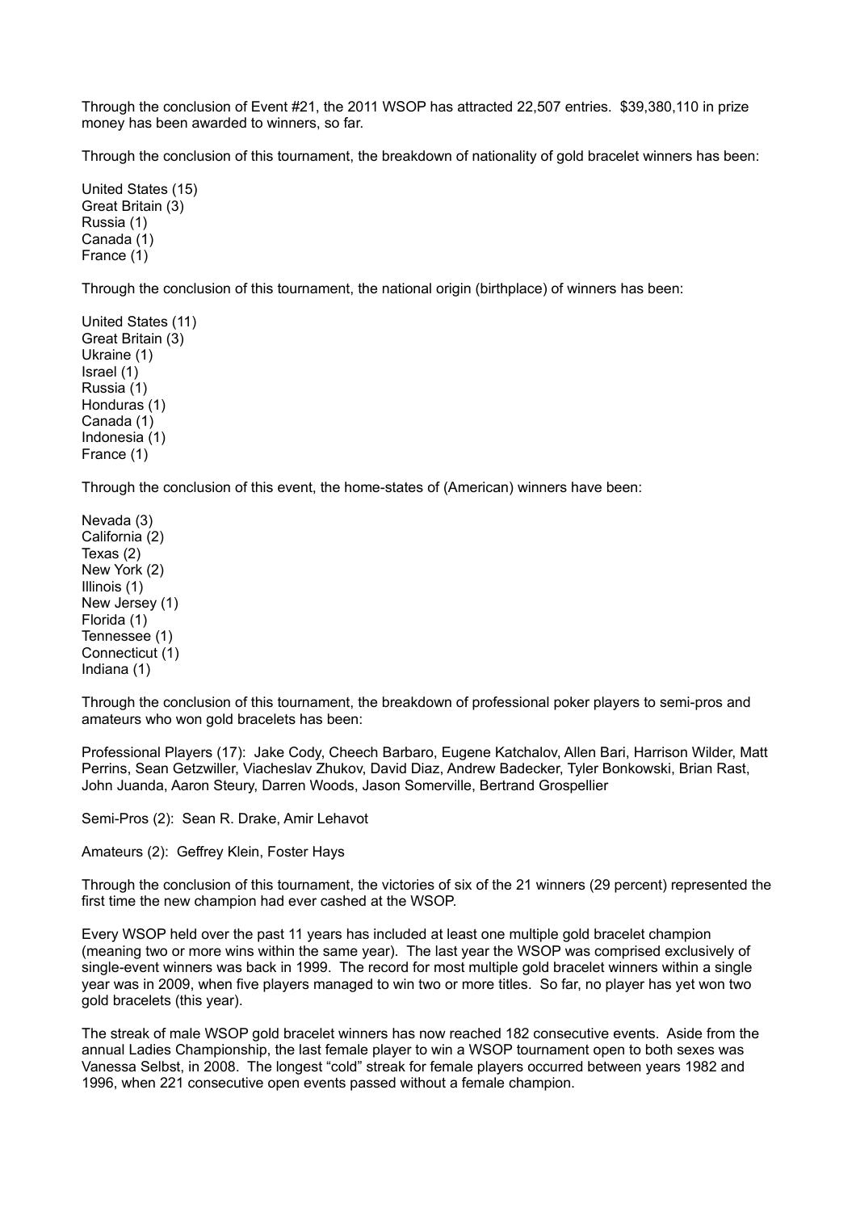Through the conclusion of Event #21, the 2011 WSOP has attracted 22,507 entries. $39,380,110 in prize money has been awarded to winners, so far.

Through the conclusion of this tournament, the breakdown of nationality of gold bracelet winners has been:

United States (15)
Great Britain (3)
Russia (1)
Canada (1)
France (1)

Through the conclusion of this tournament, the national origin (birthplace) of winners has been:

United States (11)
Great Britain (3)
Ukraine (1)
Israel (1)
Russia (1)
Honduras (1)
Canada (1)
Indonesia (1)
France (1)

Through the conclusion of this event, the home-states of (American) winners have been:

Nevada (3)
California (2)
Texas (2)
New York (2)
Illinois (1)
New Jersey (1)
Florida (1)
Tennessee (1)
Connecticut (1)
Indiana (1)

Through the conclusion of this tournament, the breakdown of professional poker players to semi-pros and amateurs who won gold bracelets has been:

Professional Players (17): Jake Cody, Cheech Barbaro, Eugene Katchalov, Allen Bari, Harrison Wilder, Matt Perrins, Sean Getzwiller, Viacheslav Zhukov, David Diaz, Andrew Badecker, Tyler Bonkowski, Brian Rast, John Juanda, Aaron Steury, Darren Woods, Jason Somerville, Bertrand Grospellier

Semi-Pros (2): Sean R. Drake, Amir Lehavot

Amateurs (2): Geffrey Klein, Foster Hays

Through the conclusion of this tournament, the victories of six of the 21 winners (29 percent) represented the first time the new champion had ever cashed at the WSOP.

Every WSOP held over the past 11 years has included at least one multiple gold bracelet champion (meaning two or more wins within the same year). The last year the WSOP was comprised exclusively of single-event winners was back in 1999. The record for most multiple gold bracelet winners within a single year was in 2009, when five players managed to win two or more titles. So far, no player has yet won two gold bracelets (this year).

The streak of male WSOP gold bracelet winners has now reached 182 consecutive events. Aside from the annual Ladies Championship, the last female player to win a WSOP tournament open to both sexes was Vanessa Selbst, in 2008. The longest "cold" streak for female players occurred between years 1982 and 1996, when 221 consecutive open events passed without a female champion.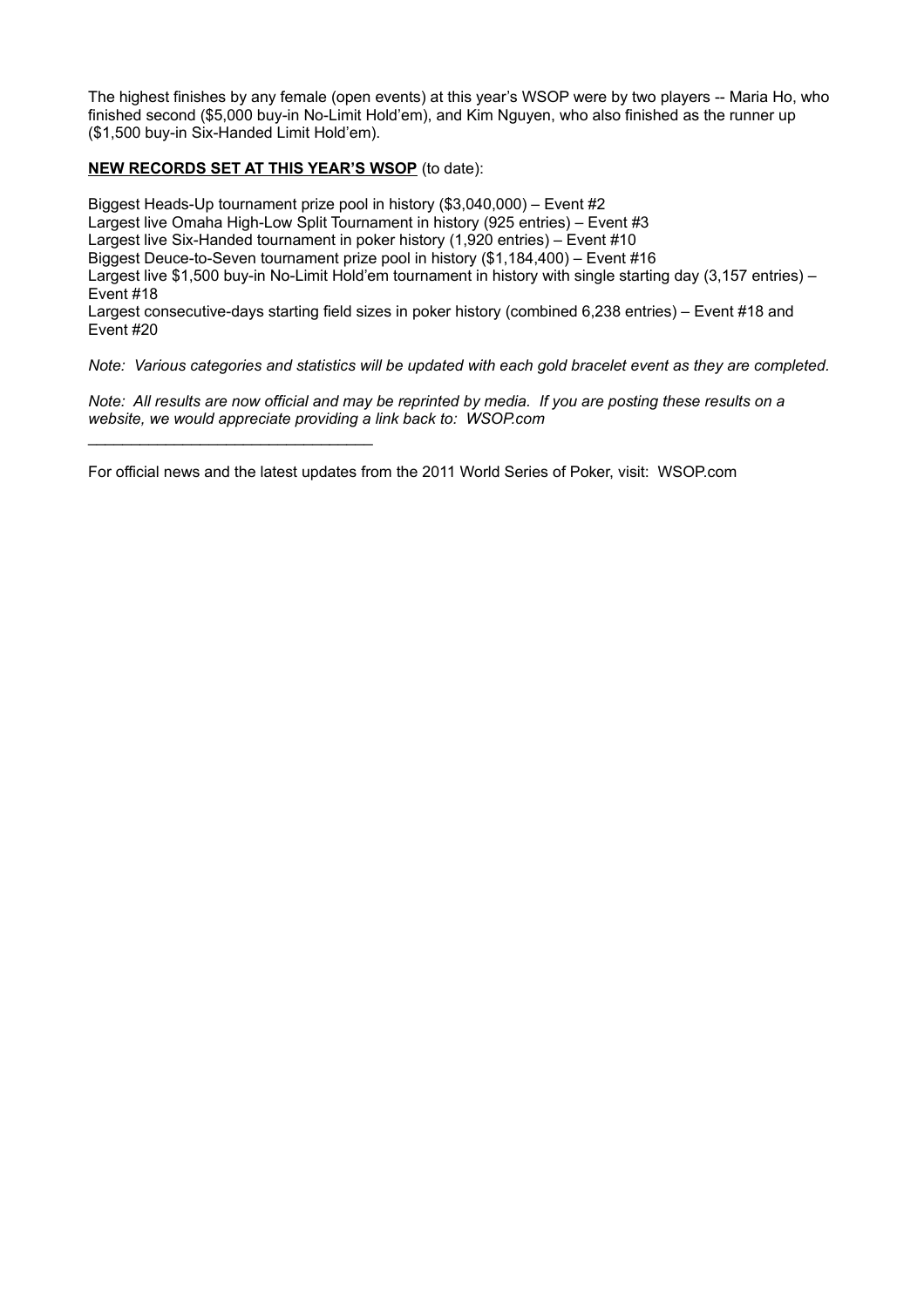The highest finishes by any female (open events) at this year's WSOP were by two players -- Maria Ho, who finished second ($5,000 buy-in No-Limit Hold'em), and Kim Nguyen, who also finished as the runner up ($1,500 buy-in Six-Handed Limit Hold'em).

**<u>NEW RECORDS SET AT THIS YEAR'S WSOP</u>** (to date):

Biggest Heads-Up tournament prize pool in history ($3,040,000) – Event #2
Largest live Omaha High-Low Split Tournament in history (925 entries) – Event #3
Largest live Six-Handed tournament in poker history (1,920 entries) – Event #10
Biggest Deuce-to-Seven tournament prize pool in history ($1,184,400) – Event #16
Largest live $1,500 buy-in No-Limit Hold'em tournament in history with single starting day (3,157 entries) – Event #18
Largest consecutive-days starting field sizes in poker history (combined 6,238 entries) – Event #18 and Event #20

*Note: Various categories and statistics will be updated with each gold bracelet event as they are completed.*

*Note: All results are now official and may be reprinted by media. If you are posting these results on a website, we would appreciate providing a link back to: WSOP.com*

---

For official news and the latest updates from the 2011 World Series of Poker, visit: WSOP.com